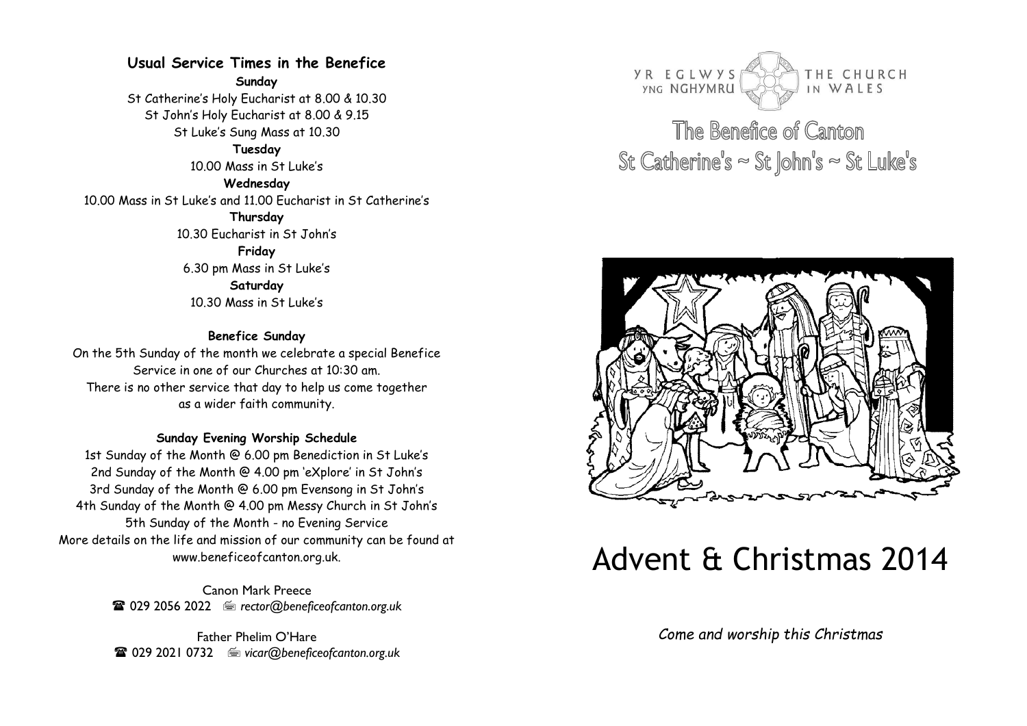## Usual Service Times in the Benefice

**Sunday**

St Catherine's Holy Eucharist at 8.00 & 10.30

St John's Holy Eucharist at 8.00 & 9.15

St Luke's Sung Mass at 10.30

**Tuesday**

10.00 Mass in St Luke's

**Wednesday**

10.00 Mass in St Luke's and 11.00 Eucharist in St Catherine's

**Thursday**

10.30 Eucharist in St John's

**Friday**

6.30 pm Mass in St Luke's

**Saturday**

10.30 Mass in St Luke's

**Benefice Sunday**

On the 5th Sunday of the month we celebrate a special Benefice Service in one of our Churches at 10:30 am.
There is no other service that day to help us come together as a wider faith community.

**Sunday Evening Worship Schedule**

1st Sunday of the Month @ 6.00 pm Benediction in St Luke's
2nd Sunday of the Month @ 4.00 pm 'eXplore' in St John's
3rd Sunday of the Month @ 6.00 pm Evensong in St John's
4th Sunday of the Month @ 4.00 pm Messy Church in St John's
5th Sunday of the Month - no Evening Service

More details on the life and mission of our community can be found at www.beneficeofcanton.org.uk.

Canon Mark Preece
☎ 029 2056 2022 *rector@beneficeofcanton.org.uk*

Father Phelim O'Hare
☎ 029 2021 0732 *vicar@beneficeofcanton.org.uk*

YR EGLWYS YNG NGHYMRU — THE CHURCH IN WALES

# The Benefice of Canton
## St Catherine's ~ St John's ~ St Luke's

# Advent & Christmas 2014

*Come and worship this Christmas*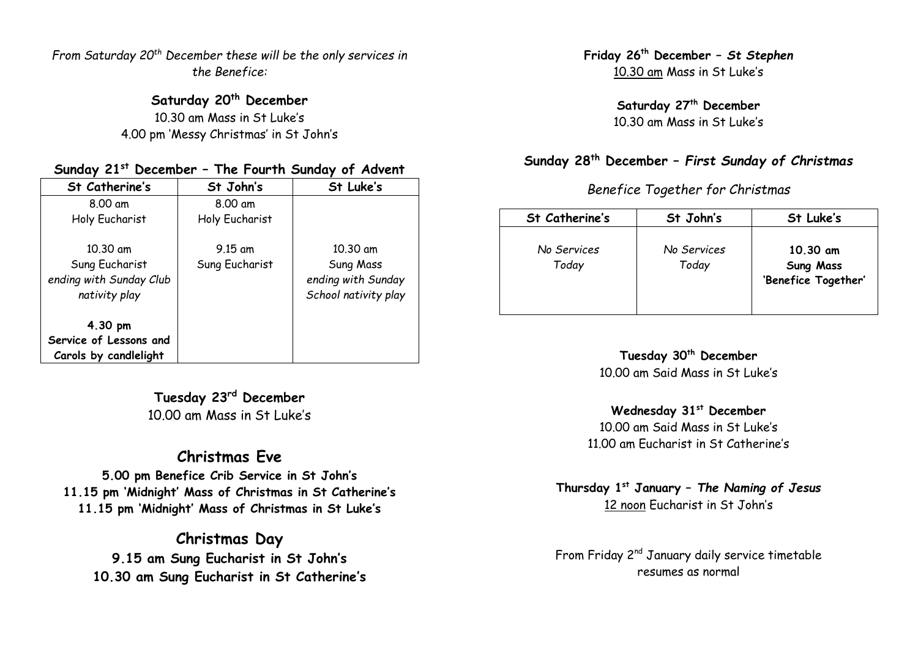*From Saturday 20th December these will be the only services in the Benefice:*

**Saturday 20th December**

10.30 am Mass in St Luke's
4.00 pm 'Messy Christmas' in St John's

**Sunday 21st December – The Fourth Sunday of Advent**

| St Catherine's | St John's | St Luke's |
|---|---|---|
| 8.00 am Holy Eucharist | 8.00 am Holy Eucharist | |
| 10.30 am Sung Eucharist *ending with Sunday Club nativity play* | 9.15 am Sung Eucharist | 10.30 am Sung Mass *ending with Sunday School nativity play* |
| **4.30 pm Service of Lessons and Carols by candlelight** | | |

**Tuesday 23rd December**

10.00 am Mass in St Luke's

## Christmas Eve

**5.00 pm Benefice Crib Service in St John's**
**11.15 pm 'Midnight' Mass of Christmas in St Catherine's**
**11.15 pm 'Midnight' Mass of Christmas in St Luke's**

## Christmas Day

**9.15 am Sung Eucharist in St John's**
**10.30 am Sung Eucharist in St Catherine's**

**Friday 26th December – *St Stephen***

10.30 am Mass in St Luke's

**Saturday 27th December**

10.30 am Mass in St Luke's

**Sunday 28th December – *First Sunday of Christmas***

*Benefice Together for Christmas*

| St Catherine's | St John's | St Luke's |
|---|---|---|
| *No Services Today* | *No Services Today* | **10.30 am Sung Mass 'Benefice Together'** |

**Tuesday 30th December**

10.00 am Said Mass in St Luke's

**Wednesday 31st December**

10.00 am Said Mass in St Luke's
11.00 am Eucharist in St Catherine's

**Thursday 1st January – *The Naming of Jesus***

12 noon Eucharist in St John's

From Friday 2nd January daily service timetable resumes as normal